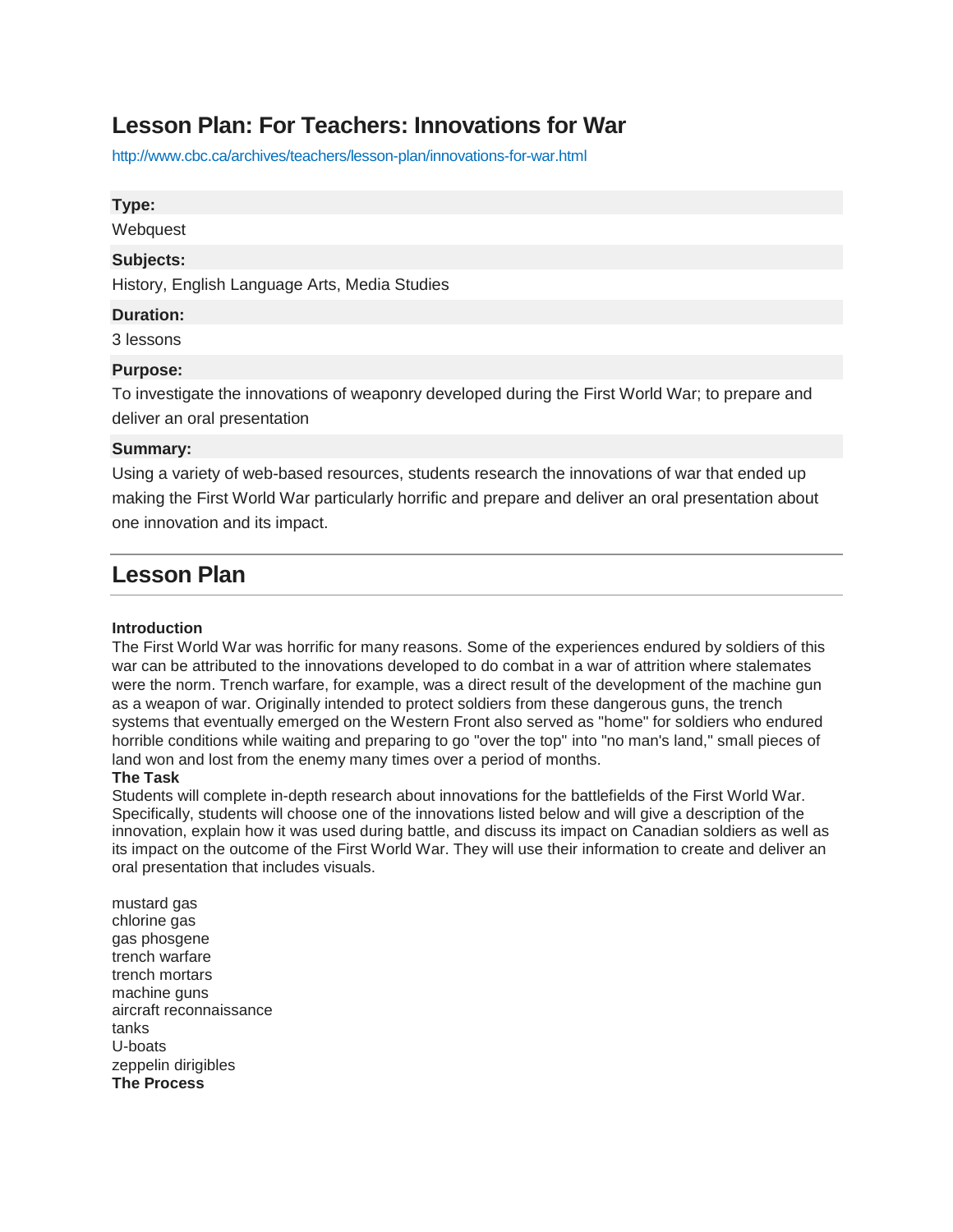# Lesson Plan: For Teachers: Innovations for War

http://www.cbc.ca/archives/teachers/lesson-plan/innovations-for-war.html

**Type:**

Webquest

**Subjects:**

History, English Language Arts, Media Studies

**Duration:**

3 lessons

**Purpose:**

To investigate the innovations of weaponry developed during the First World War; to prepare and deliver an oral presentation

**Summary:**

Using a variety of web-based resources, students research the innovations of war that ended up making the First World War particularly horrific and prepare and deliver an oral presentation about one innovation and its impact.

## Lesson Plan

**Introduction**

The First World War was horrific for many reasons. Some of the experiences endured by soldiers of this war can be attributed to the innovations developed to do combat in a war of attrition where stalemates were the norm. Trench warfare, for example, was a direct result of the development of the machine gun as a weapon of war. Originally intended to protect soldiers from these dangerous guns, the trench systems that eventually emerged on the Western Front also served as "home" for soldiers who endured horrible conditions while waiting and preparing to go "over the top" into "no man's land," small pieces of land won and lost from the enemy many times over a period of months.

**The Task**

Students will complete in-depth research about innovations for the battlefields of the First World War. Specifically, students will choose one of the innovations listed below and will give a description of the innovation, explain how it was used during battle, and discuss its impact on Canadian soldiers as well as its impact on the outcome of the First World War. They will use their information to create and deliver an oral presentation that includes visuals.

mustard gas
chlorine gas
gas phosgene
trench warfare
trench mortars
machine guns
aircraft reconnaissance
tanks
U-boats
zeppelin dirigibles

**The Process**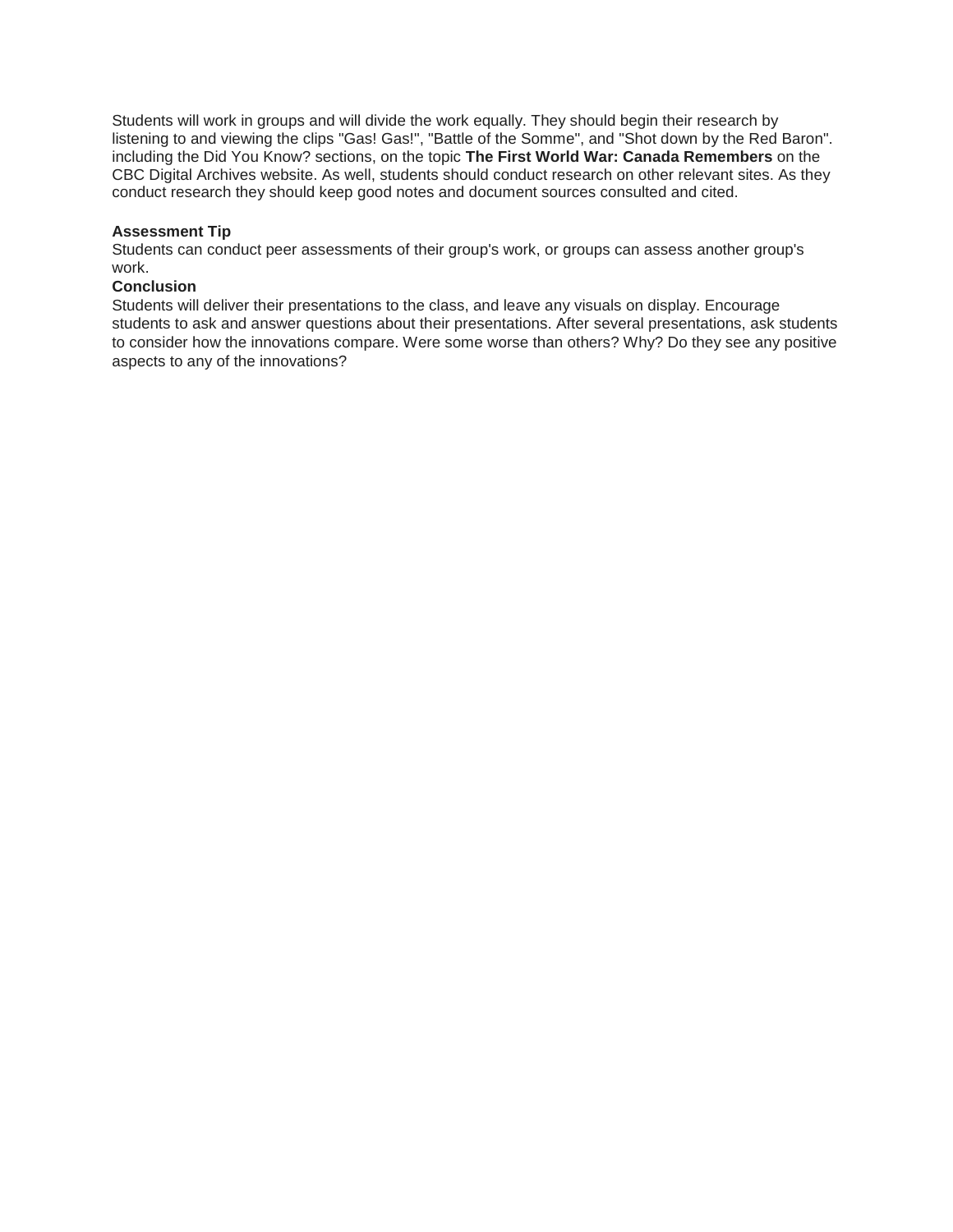Students will work in groups and will divide the work equally. They should begin their research by listening to and viewing the clips "Gas! Gas!", "Battle of the Somme", and "Shot down by the Red Baron". including the Did You Know? sections, on the topic **The First World War: Canada Remembers** on the CBC Digital Archives website. As well, students should conduct research on other relevant sites. As they conduct research they should keep good notes and document sources consulted and cited.

**Assessment Tip**

Students can conduct peer assessments of their group's work, or groups can assess another group's work.

**Conclusion**

Students will deliver their presentations to the class, and leave any visuals on display. Encourage students to ask and answer questions about their presentations. After several presentations, ask students to consider how the innovations compare. Were some worse than others? Why? Do they see any positive aspects to any of the innovations?